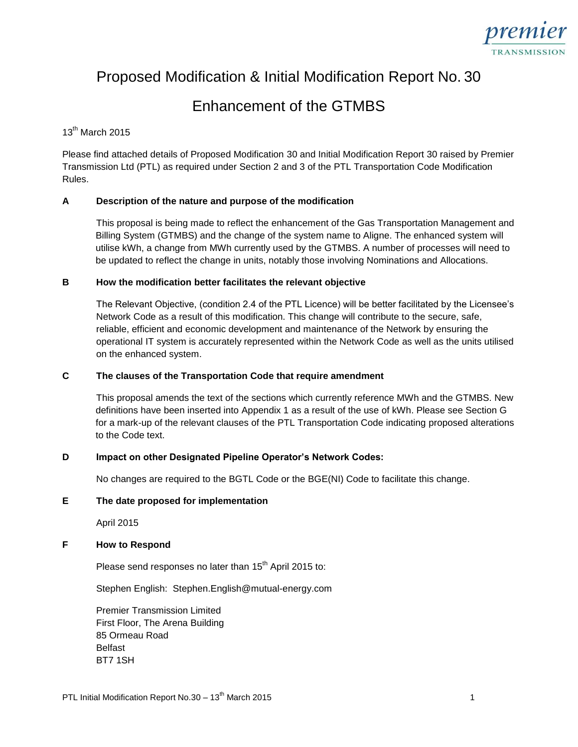# Proposed Modification & Initial Modification Report No. 30

# Enhancement of the GTMBS

13th March 2015

Please find attached details of Proposed Modification 30 and Initial Modification Report 30 raised by Premier Transmission Ltd (PTL) as required under Section 2 and 3 of the PTL Transportation Code Modification Rules.

### A Description of the nature and purpose of the modification

This proposal is being made to reflect the enhancement of the Gas Transportation Management and Billing System (GTMBS) and the change of the system name to Aligne. The enhanced system will utilise kWh, a change from MWh currently used by the GTMBS. A number of processes will need to be updated to reflect the change in units, notably those involving Nominations and Allocations.

### B How the modification better facilitates the relevant objective

The Relevant Objective, (condition 2.4 of the PTL Licence) will be better facilitated by the Licensee's Network Code as a result of this modification. This change will contribute to the secure, safe, reliable, efficient and economic development and maintenance of the Network by ensuring the operational IT system is accurately represented within the Network Code as well as the units utilised on the enhanced system.

### C The clauses of the Transportation Code that require amendment

This proposal amends the text of the sections which currently reference MWh and the GTMBS. New definitions have been inserted into Appendix 1 as a result of the use of kWh. Please see Section G for a mark-up of the relevant clauses of the PTL Transportation Code indicating proposed alterations to the Code text.

### D Impact on other Designated Pipeline Operator's Network Codes:

No changes are required to the BGTL Code or the BGE(NI) Code to facilitate this change.

### E The date proposed for implementation

April 2015

### F How to Respond

Please send responses no later than 15th April 2015 to:

Stephen English: Stephen.English@mutual-energy.com

Premier Transmission Limited
First Floor, The Arena Building
85 Ormeau Road
Belfast
BT7 1SH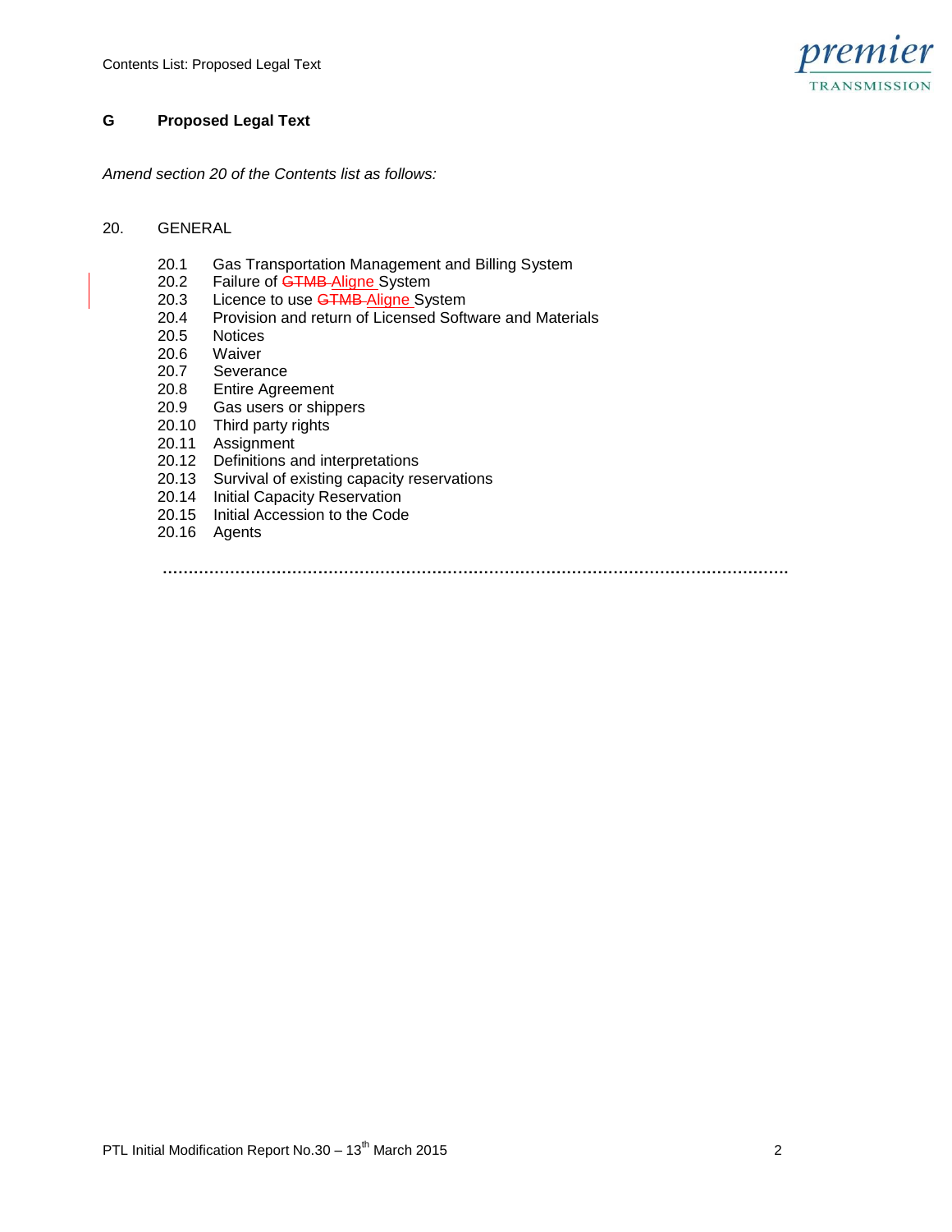## G Proposed Legal Text

*Amend section 20 of the Contents list as follows:*

20. GENERAL

- 20.1 Gas Transportation Management and Billing System
- 20.2 Failure of ~~GTMB~~ Aligne System
- 20.3 Licence to use ~~GTMB~~ Aligne System
- 20.4 Provision and return of Licensed Software and Materials
- 20.5 Notices
- 20.6 Waiver
- 20.7 Severance
- 20.8 Entire Agreement
- 20.9 Gas users or shippers
- 20.10 Third party rights
- 20.11 Assignment
- 20.12 Definitions and interpretations
- 20.13 Survival of existing capacity reservations
- 20.14 Initial Capacity Reservation
- 20.15 Initial Accession to the Code
- 20.16 Agents

……………………………………………………………………………………………………………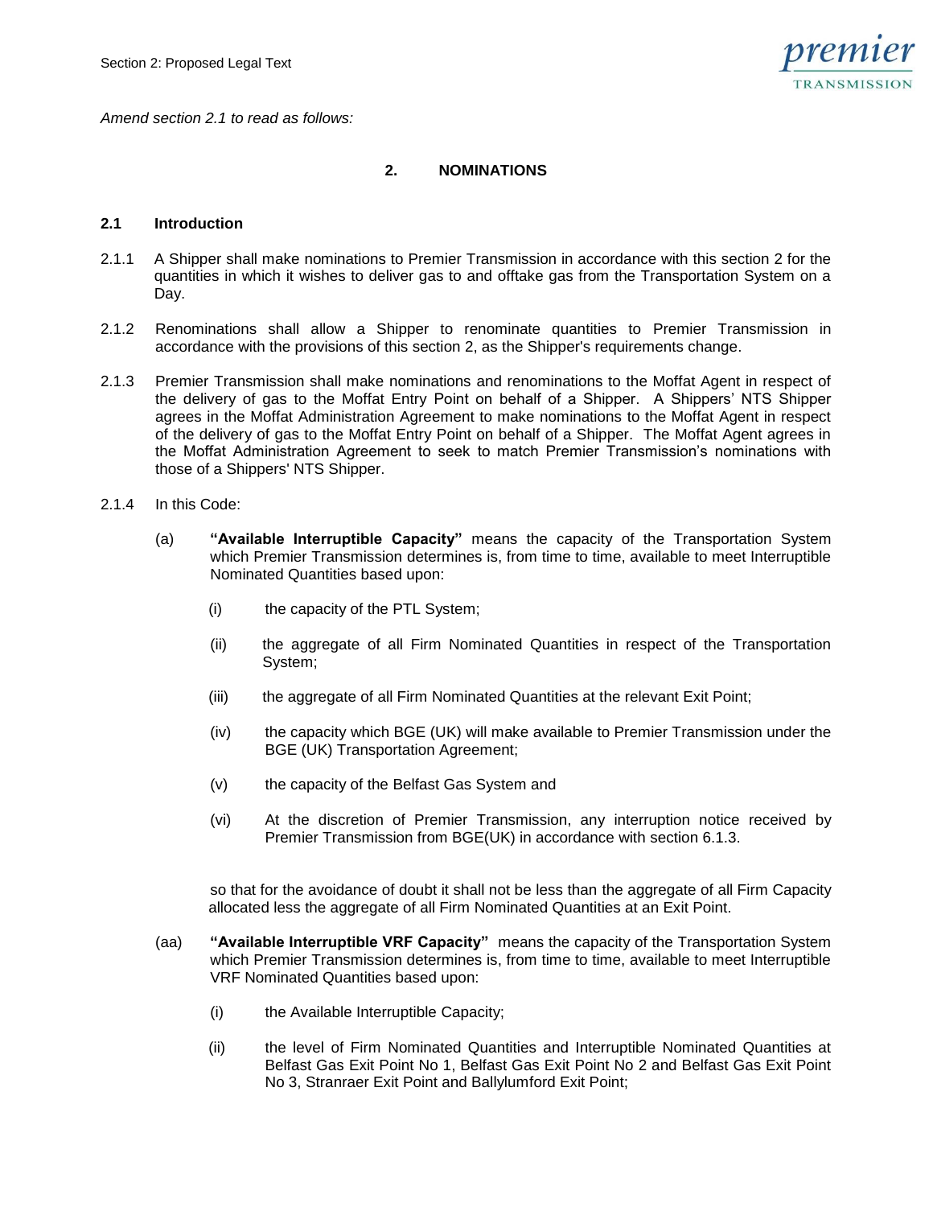*Amend section 2.1 to read as follows:*

## 2. NOMINATIONS

### 2.1 Introduction

2.1.1 A Shipper shall make nominations to Premier Transmission in accordance with this section 2 for the quantities in which it wishes to deliver gas to and offtake gas from the Transportation System on a Day.

2.1.2 Renominations shall allow a Shipper to renominate quantities to Premier Transmission in accordance with the provisions of this section 2, as the Shipper's requirements change.

2.1.3 Premier Transmission shall make nominations and renominations to the Moffat Agent in respect of the delivery of gas to the Moffat Entry Point on behalf of a Shipper. A Shippers' NTS Shipper agrees in the Moffat Administration Agreement to make nominations to the Moffat Agent in respect of the delivery of gas to the Moffat Entry Point on behalf of a Shipper. The Moffat Agent agrees in the Moffat Administration Agreement to seek to match Premier Transmission's nominations with those of a Shippers' NTS Shipper.

2.1.4 In this Code:

(a) **"Available Interruptible Capacity"** means the capacity of the Transportation System which Premier Transmission determines is, from time to time, available to meet Interruptible Nominated Quantities based upon:

(i) the capacity of the PTL System;

(ii) the aggregate of all Firm Nominated Quantities in respect of the Transportation System;

(iii) the aggregate of all Firm Nominated Quantities at the relevant Exit Point;

(iv) the capacity which BGE (UK) will make available to Premier Transmission under the BGE (UK) Transportation Agreement;

(v) the capacity of the Belfast Gas System and

(vi) At the discretion of Premier Transmission, any interruption notice received by Premier Transmission from BGE(UK) in accordance with section 6.1.3.

so that for the avoidance of doubt it shall not be less than the aggregate of all Firm Capacity allocated less the aggregate of all Firm Nominated Quantities at an Exit Point.

(aa) **"Available Interruptible VRF Capacity"** means the capacity of the Transportation System which Premier Transmission determines is, from time to time, available to meet Interruptible VRF Nominated Quantities based upon:

(i) the Available Interruptible Capacity;

(ii) the level of Firm Nominated Quantities and Interruptible Nominated Quantities at Belfast Gas Exit Point No 1, Belfast Gas Exit Point No 2 and Belfast Gas Exit Point No 3, Stranraer Exit Point and Ballylumford Exit Point;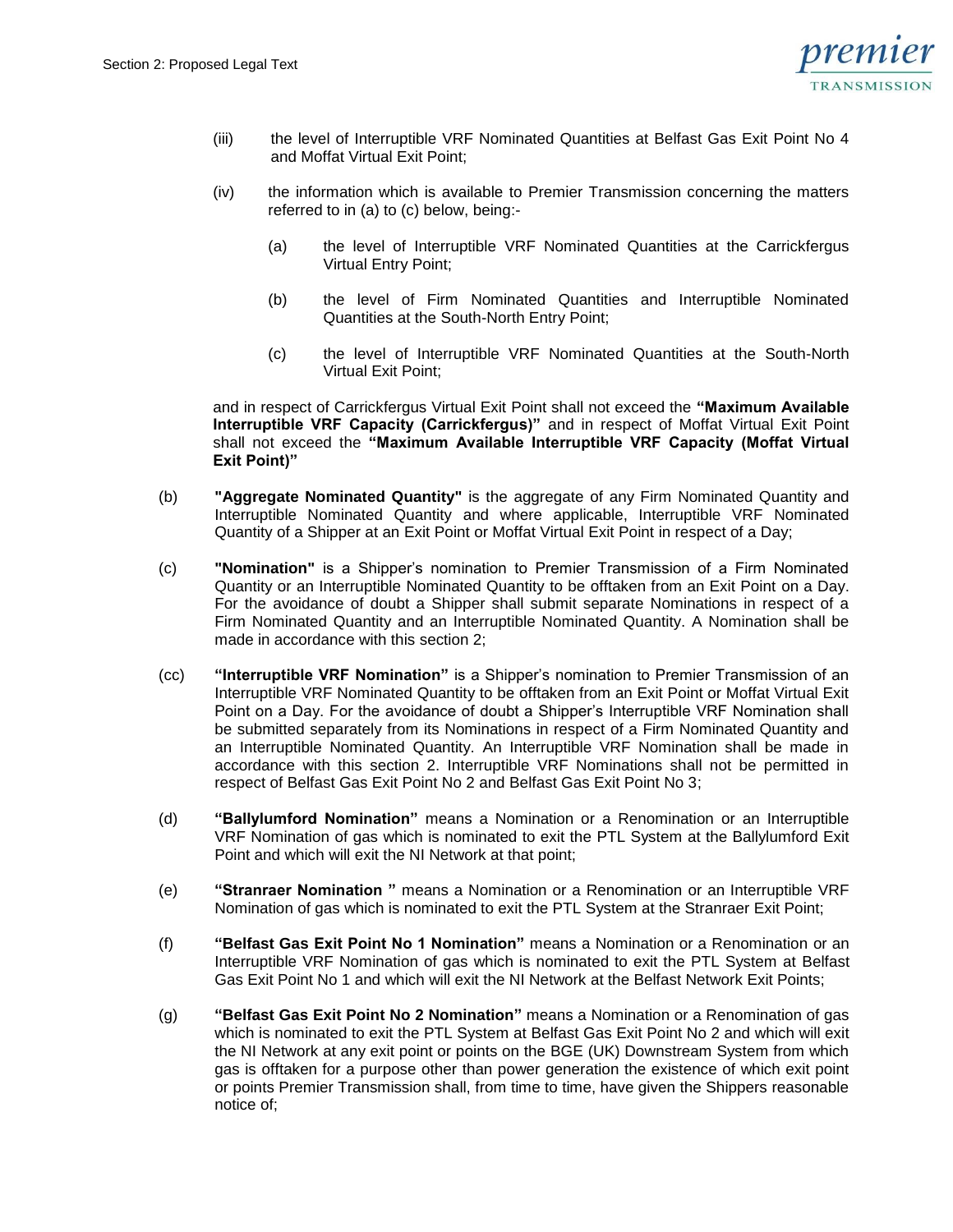(iii) the level of Interruptible VRF Nominated Quantities at Belfast Gas Exit Point No 4 and Moffat Virtual Exit Point;

(iv) the information which is available to Premier Transmission concerning the matters referred to in (a) to (c) below, being:-

(a) the level of Interruptible VRF Nominated Quantities at the Carrickfergus Virtual Entry Point;

(b) the level of Firm Nominated Quantities and Interruptible Nominated Quantities at the South-North Entry Point;

(c) the level of Interruptible VRF Nominated Quantities at the South-North Virtual Exit Point;

and in respect of Carrickfergus Virtual Exit Point shall not exceed the **"Maximum Available Interruptible VRF Capacity (Carrickfergus)"** and in respect of Moffat Virtual Exit Point shall not exceed the **"Maximum Available Interruptible VRF Capacity (Moffat Virtual Exit Point)"**

(b) **"Aggregate Nominated Quantity"** is the aggregate of any Firm Nominated Quantity and Interruptible Nominated Quantity and where applicable, Interruptible VRF Nominated Quantity of a Shipper at an Exit Point or Moffat Virtual Exit Point in respect of a Day;

(c) **"Nomination"** is a Shipper's nomination to Premier Transmission of a Firm Nominated Quantity or an Interruptible Nominated Quantity to be offtaken from an Exit Point on a Day. For the avoidance of doubt a Shipper shall submit separate Nominations in respect of a Firm Nominated Quantity and an Interruptible Nominated Quantity. A Nomination shall be made in accordance with this section 2;

(cc) **"Interruptible VRF Nomination"** is a Shipper's nomination to Premier Transmission of an Interruptible VRF Nominated Quantity to be offtaken from an Exit Point or Moffat Virtual Exit Point on a Day. For the avoidance of doubt a Shipper's Interruptible VRF Nomination shall be submitted separately from its Nominations in respect of a Firm Nominated Quantity and an Interruptible Nominated Quantity. An Interruptible VRF Nomination shall be made in accordance with this section 2. Interruptible VRF Nominations shall not be permitted in respect of Belfast Gas Exit Point No 2 and Belfast Gas Exit Point No 3;

(d) **"Ballylumford Nomination"** means a Nomination or a Renomination or an Interruptible VRF Nomination of gas which is nominated to exit the PTL System at the Ballylumford Exit Point and which will exit the NI Network at that point;

(e) **"Stranraer Nomination "** means a Nomination or a Renomination or an Interruptible VRF Nomination of gas which is nominated to exit the PTL System at the Stranraer Exit Point;

(f) **"Belfast Gas Exit Point No 1 Nomination"** means a Nomination or a Renomination or an Interruptible VRF Nomination of gas which is nominated to exit the PTL System at Belfast Gas Exit Point No 1 and which will exit the NI Network at the Belfast Network Exit Points;

(g) **"Belfast Gas Exit Point No 2 Nomination"** means a Nomination or a Renomination of gas which is nominated to exit the PTL System at Belfast Gas Exit Point No 2 and which will exit the NI Network at any exit point or points on the BGE (UK) Downstream System from which gas is offtaken for a purpose other than power generation the existence of which exit point or points Premier Transmission shall, from time to time, have given the Shippers reasonable notice of;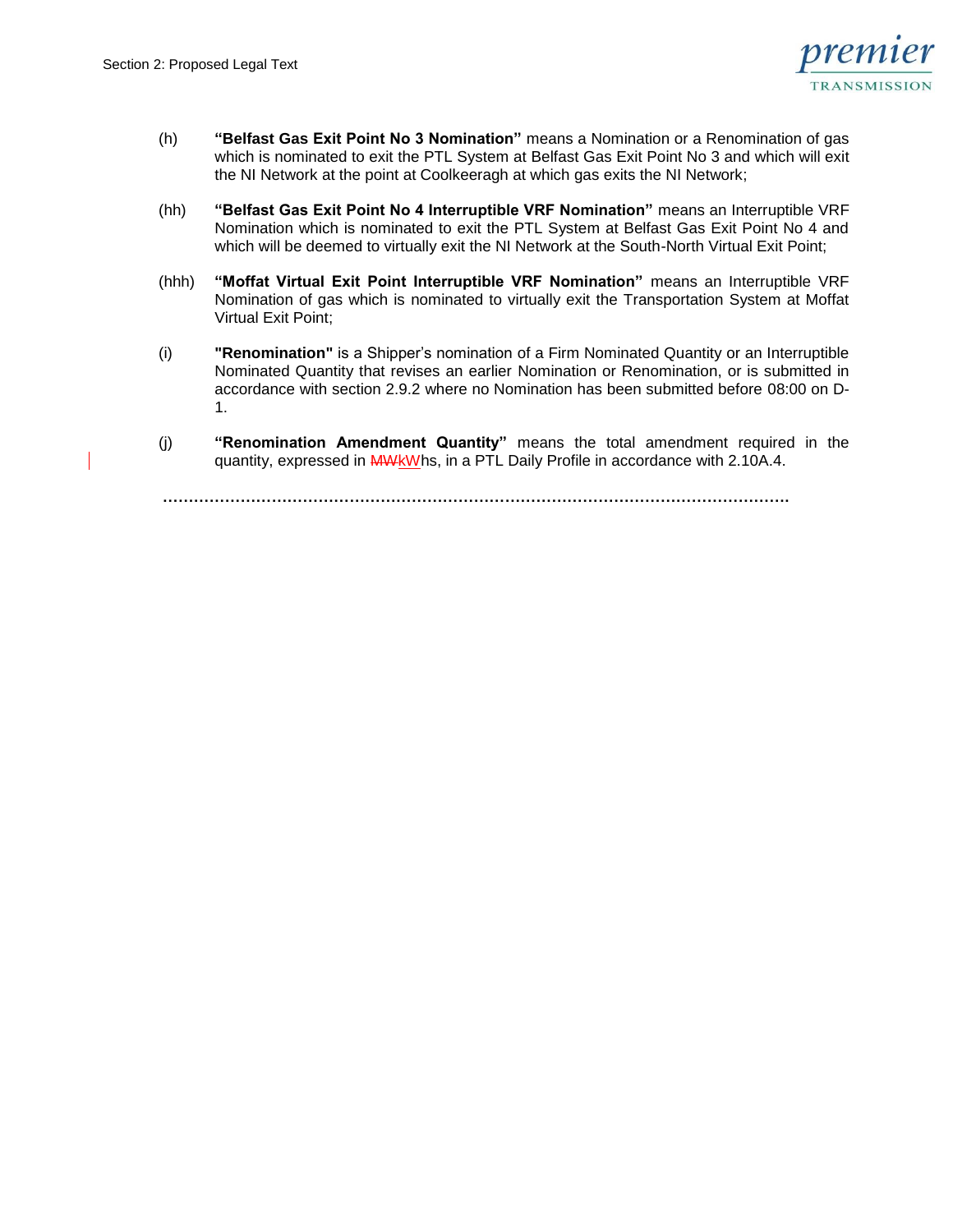(h) **"Belfast Gas Exit Point No 3 Nomination"** means a Nomination or a Renomination of gas which is nominated to exit the PTL System at Belfast Gas Exit Point No 3 and which will exit the NI Network at the point at Coolkeeragh at which gas exits the NI Network;

(hh) **"Belfast Gas Exit Point No 4 Interruptible VRF Nomination"** means an Interruptible VRF Nomination which is nominated to exit the PTL System at Belfast Gas Exit Point No 4 and which will be deemed to virtually exit the NI Network at the South-North Virtual Exit Point;

(hhh) **"Moffat Virtual Exit Point Interruptible VRF Nomination"** means an Interruptible VRF Nomination of gas which is nominated to virtually exit the Transportation System at Moffat Virtual Exit Point;

(i) **"Renomination"** is a Shipper's nomination of a Firm Nominated Quantity or an Interruptible Nominated Quantity that revises an earlier Nomination or Renomination, or is submitted in accordance with section 2.9.2 where no Nomination has been submitted before 08:00 on D-1.

(j) **"Renomination Amendment Quantity"** means the total amendment required in the quantity, expressed in ~~MW~~kWhs, in a PTL Daily Profile in accordance with 2.10A.4.

……………………………………………………………………………………………………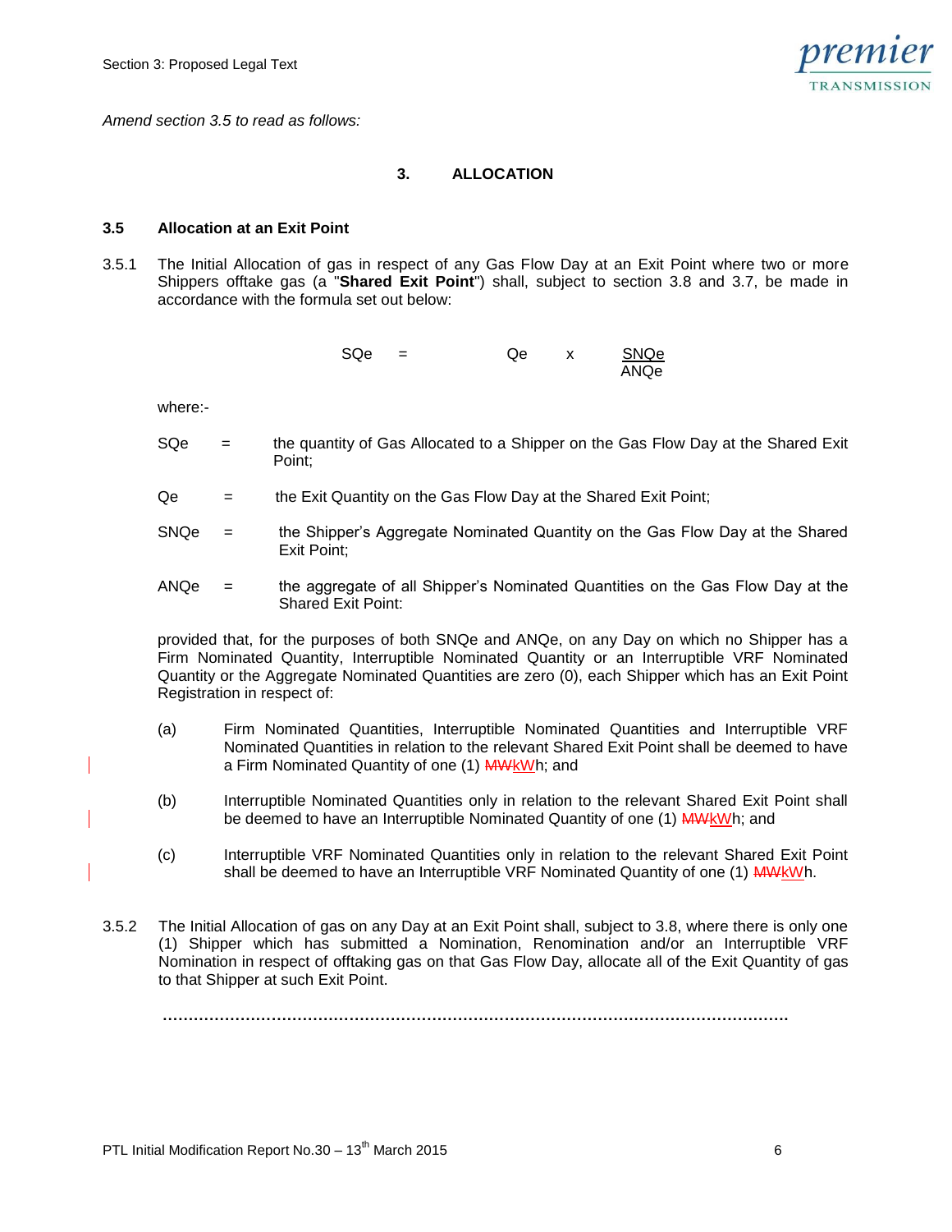*Amend section 3.5 to read as follows:*

## 3. ALLOCATION

### 3.5 Allocation at an Exit Point

3.5.1 The Initial Allocation of gas in respect of any Gas Flow Day at an Exit Point where two or more Shippers offtake gas (a "**Shared Exit Point**") shall, subject to section 3.8 and 3.7, be made in accordance with the formula set out below:

$$SQe = Qe \times \frac{SNQe}{ANQe}$$

where:-

SQe = the quantity of Gas Allocated to a Shipper on the Gas Flow Day at the Shared Exit Point;

Qe = the Exit Quantity on the Gas Flow Day at the Shared Exit Point;

SNQe = the Shipper's Aggregate Nominated Quantity on the Gas Flow Day at the Shared Exit Point;

ANQe = the aggregate of all Shipper's Nominated Quantities on the Gas Flow Day at the Shared Exit Point:

provided that, for the purposes of both SNQe and ANQe, on any Day on which no Shipper has a Firm Nominated Quantity, Interruptible Nominated Quantity or an Interruptible VRF Nominated Quantity or the Aggregate Nominated Quantities are zero (0), each Shipper which has an Exit Point Registration in respect of:

(a) Firm Nominated Quantities, Interruptible Nominated Quantities and Interruptible VRF Nominated Quantities in relation to the relevant Shared Exit Point shall be deemed to have a Firm Nominated Quantity of one (1) ~~MW~~kWh; and

(b) Interruptible Nominated Quantities only in relation to the relevant Shared Exit Point shall be deemed to have an Interruptible Nominated Quantity of one (1) ~~MW~~kWh; and

(c) Interruptible VRF Nominated Quantities only in relation to the relevant Shared Exit Point shall be deemed to have an Interruptible VRF Nominated Quantity of one (1) ~~MW~~kWh.

3.5.2 The Initial Allocation of gas on any Day at an Exit Point shall, subject to 3.8, where there is only one (1) Shipper which has submitted a Nomination, Renomination and/or an Interruptible VRF Nomination in respect of offtaking gas on that Gas Flow Day, allocate all of the Exit Quantity of gas to that Shipper at such Exit Point.

……………………………………………………………………………………………………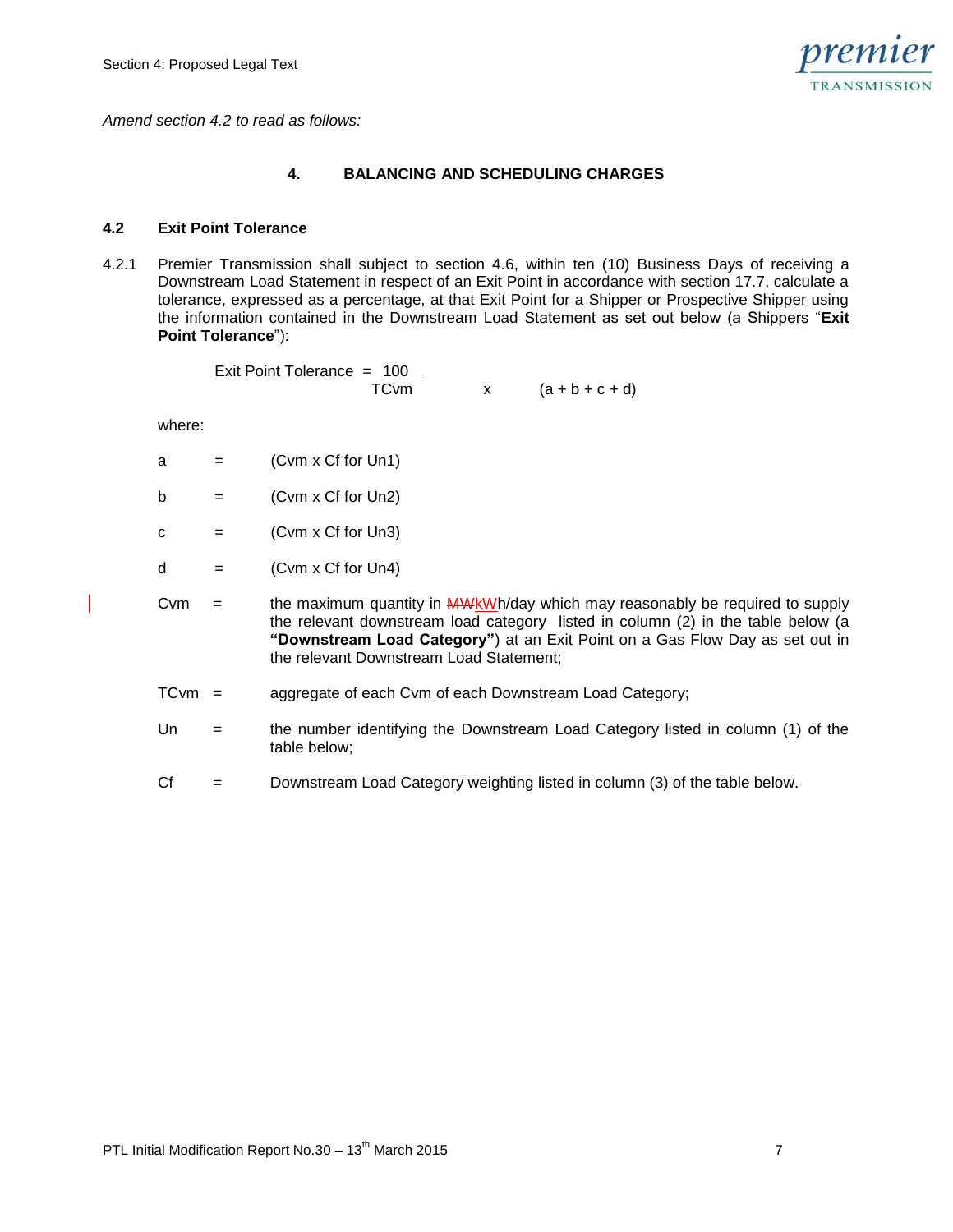*Amend section 4.2 to read as follows:*

# 4. BALANCING AND SCHEDULING CHARGES

## 4.2 Exit Point Tolerance

4.2.1 Premier Transmission shall subject to section 4.6, within ten (10) Business Days of receiving a Downstream Load Statement in respect of an Exit Point in accordance with section 17.7, calculate a tolerance, expressed as a percentage, at that Exit Point for a Shipper or Prospective Shipper using the information contained in the Downstream Load Statement as set out below (a Shippers "**Exit Point Tolerance**"):

$$\text{Exit Point Tolerance} = \frac{100}{TCvm} \times (a + b + c + d)$$

where:

| | | |
|---|---|---|
| a | = | (Cvm x Cf for Un1) |
| b | = | (Cvm x Cf for Un2) |
| c | = | (Cvm x Cf for Un3) |
| d | = | (Cvm x Cf for Un4) |
| Cvm | = | the maximum quantity in ~~MW~~kWh/day which may reasonably be required to supply the relevant downstream load category listed in column (2) in the table below (a **"Downstream Load Category"**) at an Exit Point on a Gas Flow Day as set out in the relevant Downstream Load Statement; |
| TCvm | = | aggregate of each Cvm of each Downstream Load Category; |
| Un | = | the number identifying the Downstream Load Category listed in column (1) of the table below; |
| Cf | = | Downstream Load Category weighting listed in column (3) of the table below. |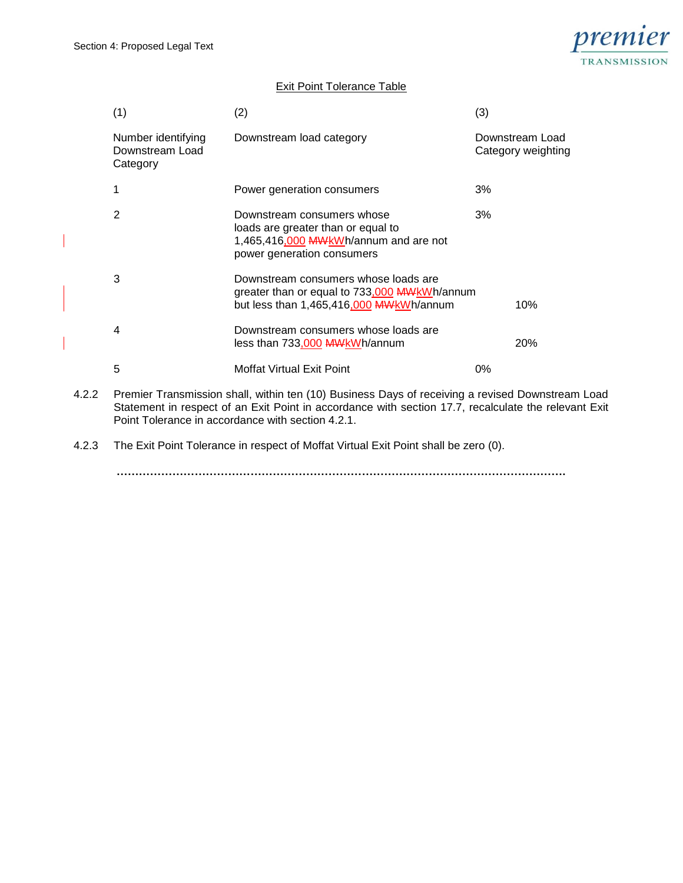Exit Point Tolerance Table

| (1) | (2) | (3) |
| --- | --- | --- |
| Number identifying Downstream Load Category | Downstream load category | Downstream Load Category weighting |
| 1 | Power generation consumers | 3% |
| 2 | Downstream consumers whose loads are greater than or equal to 1,465,416,000 ~~MW~~kWh/annum and are not power generation consumers | 3% |
| 3 | Downstream consumers whose loads are greater than or equal to 733,000 ~~MW~~kWh/annum but less than 1,465,416,000 ~~MW~~kWh/annum | 10% |
| 4 | Downstream consumers whose loads are less than 733,000 ~~MW~~kWh/annum | 20% |
| 5 | Moffat Virtual Exit Point | 0% |

4.2.2 Premier Transmission shall, within ten (10) Business Days of receiving a revised Downstream Load Statement in respect of an Exit Point in accordance with section 17.7, recalculate the relevant Exit Point Tolerance in accordance with section 4.2.1.

4.2.3 The Exit Point Tolerance in respect of Moffat Virtual Exit Point shall be zero (0).

……………………………………………………………………………………………………………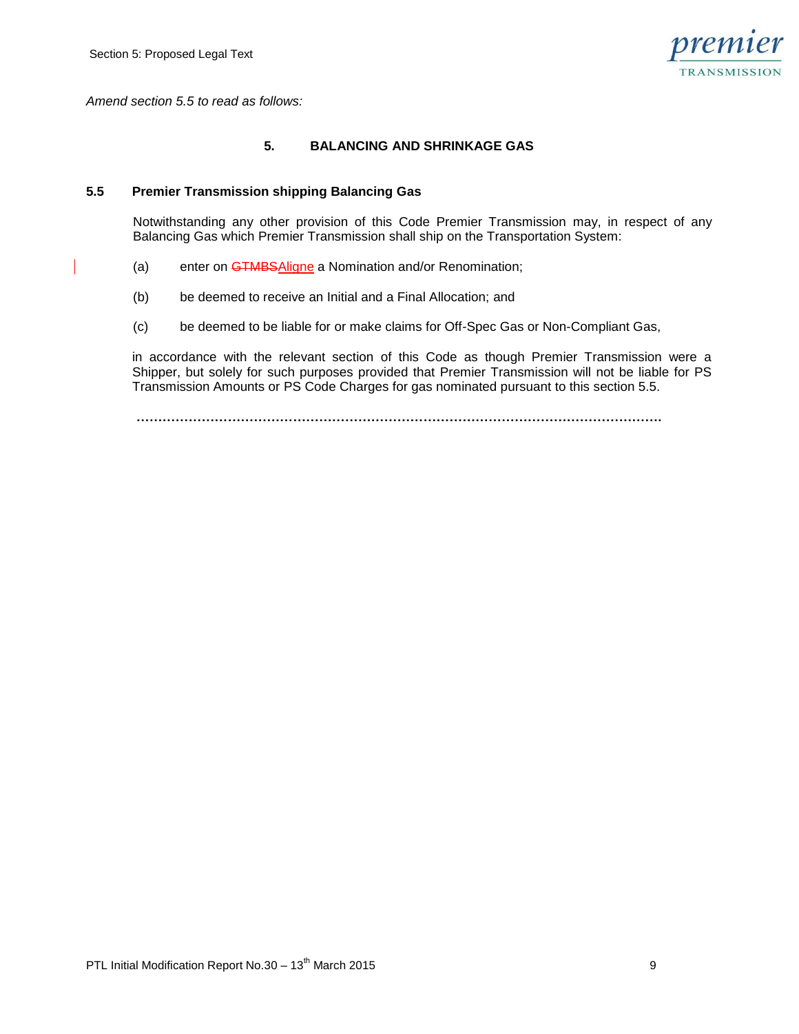*Amend section 5.5 to read as follows:*

## 5. BALANCING AND SHRINKAGE GAS

### 5.5 Premier Transmission shipping Balancing Gas

Notwithstanding any other provision of this Code Premier Transmission may, in respect of any Balancing Gas which Premier Transmission shall ship on the Transportation System:

(a) enter on ~~GTMBS~~Aligne a Nomination and/or Renomination;

(b) be deemed to receive an Initial and a Final Allocation; and

(c) be deemed to be liable for or make claims for Off-Spec Gas or Non-Compliant Gas,

in accordance with the relevant section of this Code as though Premier Transmission were a Shipper, but solely for such purposes provided that Premier Transmission will not be liable for PS Transmission Amounts or PS Code Charges for gas nominated pursuant to this section 5.5.

……………………………………………………………………………………………………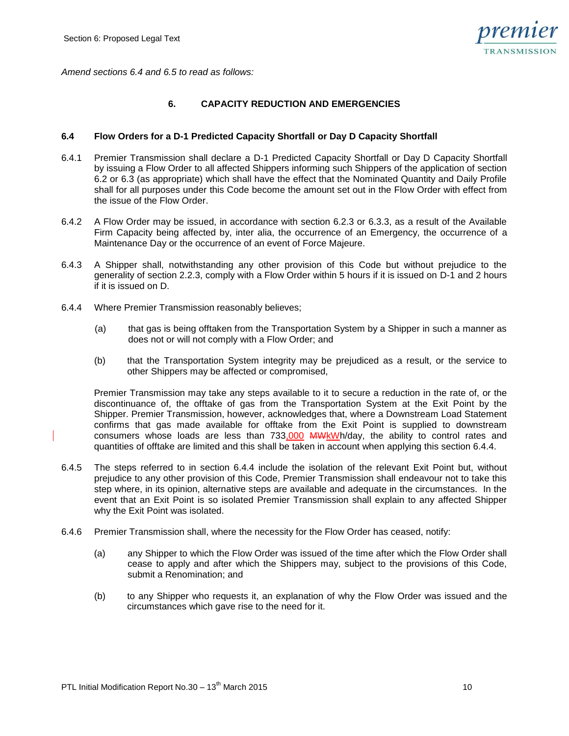*Amend sections 6.4 and 6.5 to read as follows:*

## 6. CAPACITY REDUCTION AND EMERGENCIES

### 6.4 Flow Orders for a D-1 Predicted Capacity Shortfall or Day D Capacity Shortfall

6.4.1 Premier Transmission shall declare a D-1 Predicted Capacity Shortfall or Day D Capacity Shortfall by issuing a Flow Order to all affected Shippers informing such Shippers of the application of section 6.2 or 6.3 (as appropriate) which shall have the effect that the Nominated Quantity and Daily Profile shall for all purposes under this Code become the amount set out in the Flow Order with effect from the issue of the Flow Order.

6.4.2 A Flow Order may be issued, in accordance with section 6.2.3 or 6.3.3, as a result of the Available Firm Capacity being affected by, inter alia, the occurrence of an Emergency, the occurrence of a Maintenance Day or the occurrence of an event of Force Majeure.

6.4.3 A Shipper shall, notwithstanding any other provision of this Code but without prejudice to the generality of section 2.2.3, comply with a Flow Order within 5 hours if it is issued on D-1 and 2 hours if it is issued on D.

6.4.4 Where Premier Transmission reasonably believes;

(a) that gas is being offtaken from the Transportation System by a Shipper in such a manner as does not or will not comply with a Flow Order; and

(b) that the Transportation System integrity may be prejudiced as a result, or the service to other Shippers may be affected or compromised,

Premier Transmission may take any steps available to it to secure a reduction in the rate of, or the discontinuance of, the offtake of gas from the Transportation System at the Exit Point by the Shipper. Premier Transmission, however, acknowledges that, where a Downstream Load Statement confirms that gas made available for offtake from the Exit Point is supplied to downstream consumers whose loads are less than 733,000 ~~MW~~kWh/day, the ability to control rates and quantities of offtake are limited and this shall be taken in account when applying this section 6.4.4.

6.4.5 The steps referred to in section 6.4.4 include the isolation of the relevant Exit Point but, without prejudice to any other provision of this Code, Premier Transmission shall endeavour not to take this step where, in its opinion, alternative steps are available and adequate in the circumstances. In the event that an Exit Point is so isolated Premier Transmission shall explain to any affected Shipper why the Exit Point was isolated.

6.4.6 Premier Transmission shall, where the necessity for the Flow Order has ceased, notify:

(a) any Shipper to which the Flow Order was issued of the time after which the Flow Order shall cease to apply and after which the Shippers may, subject to the provisions of this Code, submit a Renomination; and

(b) to any Shipper who requests it, an explanation of why the Flow Order was issued and the circumstances which gave rise to the need for it.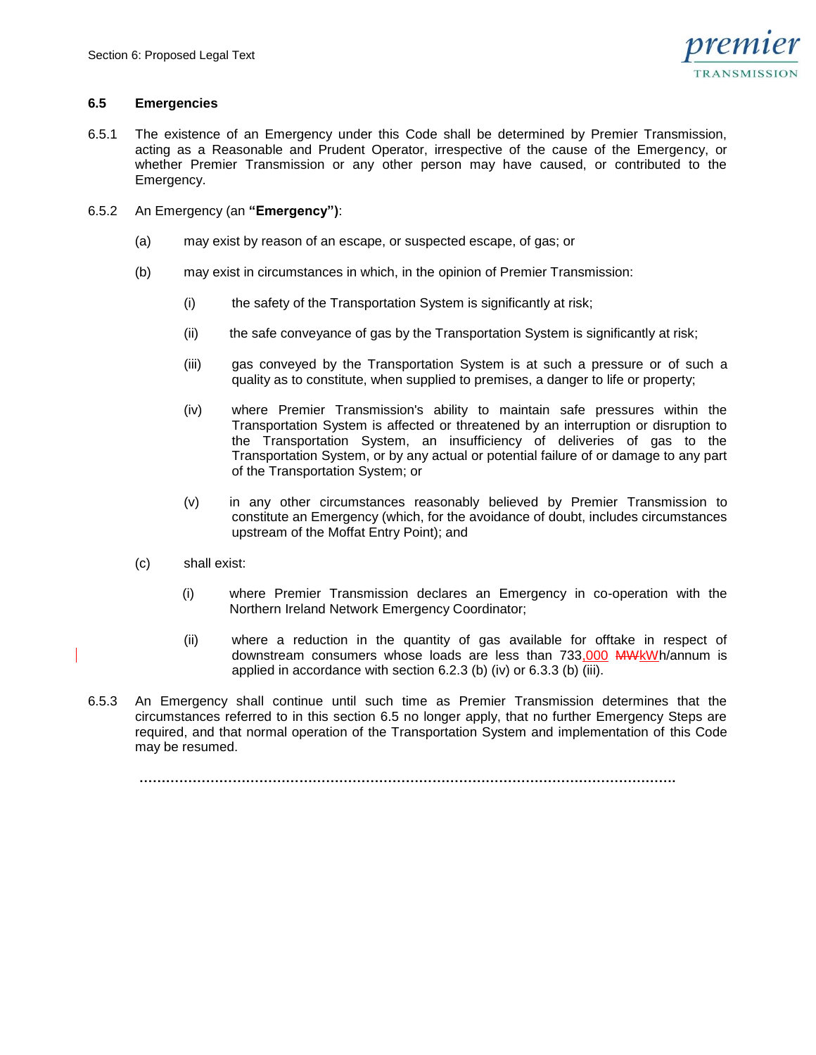## 6.5 Emergencies

6.5.1 The existence of an Emergency under this Code shall be determined by Premier Transmission, acting as a Reasonable and Prudent Operator, irrespective of the cause of the Emergency, or whether Premier Transmission or any other person may have caused, or contributed to the Emergency.

6.5.2 An Emergency (an **"Emergency")**:

(a) may exist by reason of an escape, or suspected escape, of gas; or

(b) may exist in circumstances in which, in the opinion of Premier Transmission:

(i) the safety of the Transportation System is significantly at risk;

(ii) the safe conveyance of gas by the Transportation System is significantly at risk;

(iii) gas conveyed by the Transportation System is at such a pressure or of such a quality as to constitute, when supplied to premises, a danger to life or property;

(iv) where Premier Transmission's ability to maintain safe pressures within the Transportation System is affected or threatened by an interruption or disruption to the Transportation System, an insufficiency of deliveries of gas to the Transportation System, or by any actual or potential failure of or damage to any part of the Transportation System; or

(v) in any other circumstances reasonably believed by Premier Transmission to constitute an Emergency (which, for the avoidance of doubt, includes circumstances upstream of the Moffat Entry Point); and

(c) shall exist:

(i) where Premier Transmission declares an Emergency in co-operation with the Northern Ireland Network Emergency Coordinator;

(ii) where a reduction in the quantity of gas available for offtake in respect of downstream consumers whose loads are less than 733,000 ~~MW~~kWh/annum is applied in accordance with section 6.2.3 (b) (iv) or 6.3.3 (b) (iii).

6.5.3 An Emergency shall continue until such time as Premier Transmission determines that the circumstances referred to in this section 6.5 no longer apply, that no further Emergency Steps are required, and that normal operation of the Transportation System and implementation of this Code may be resumed.

……………………………………………………………………………………………………………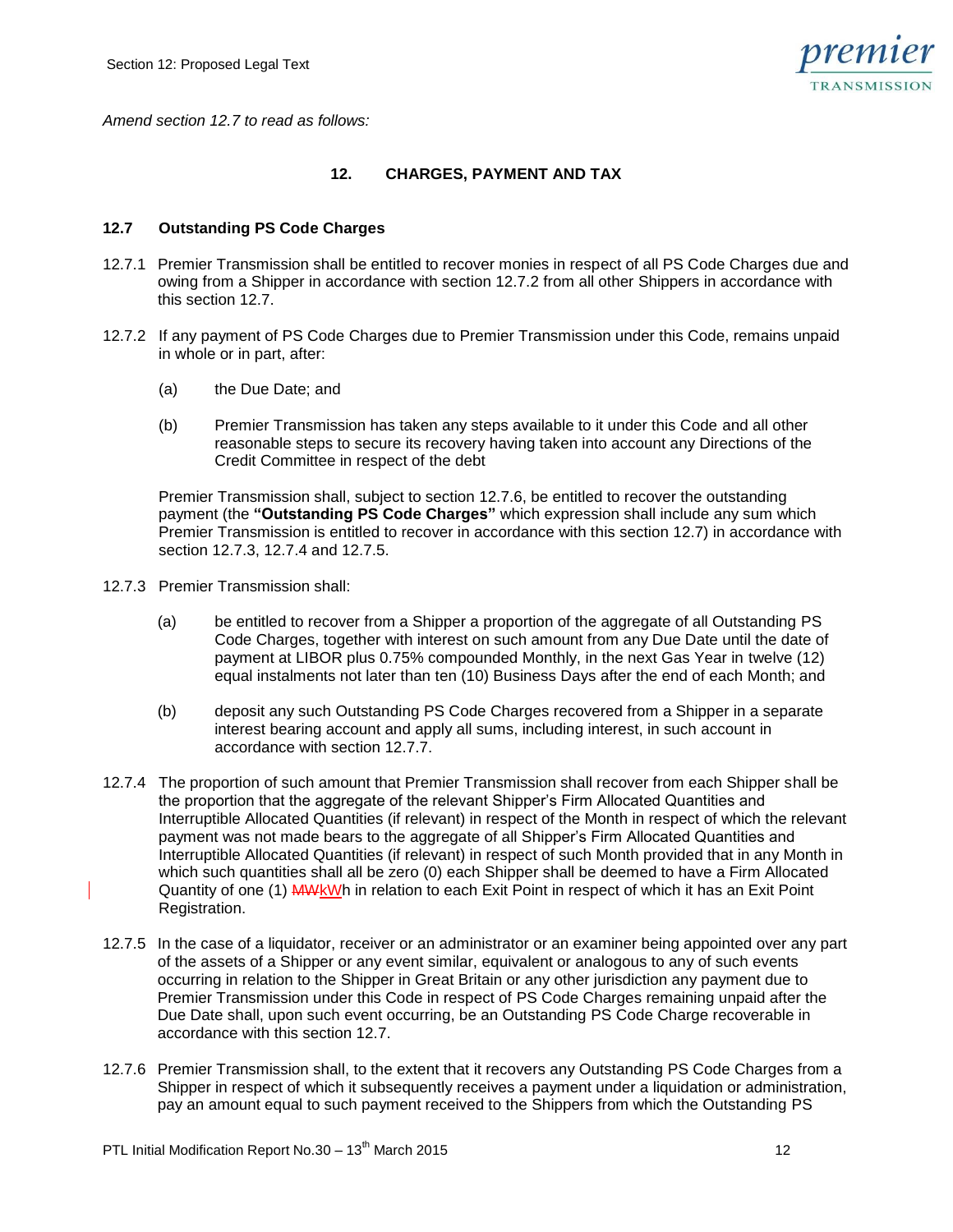*Amend section 12.7 to read as follows:*

## 12. CHARGES, PAYMENT AND TAX

### 12.7 Outstanding PS Code Charges

12.7.1 Premier Transmission shall be entitled to recover monies in respect of all PS Code Charges due and owing from a Shipper in accordance with section 12.7.2 from all other Shippers in accordance with this section 12.7.

12.7.2 If any payment of PS Code Charges due to Premier Transmission under this Code, remains unpaid in whole or in part, after:

(a) the Due Date; and

(b) Premier Transmission has taken any steps available to it under this Code and all other reasonable steps to secure its recovery having taken into account any Directions of the Credit Committee in respect of the debt

Premier Transmission shall, subject to section 12.7.6, be entitled to recover the outstanding payment (the **"Outstanding PS Code Charges"** which expression shall include any sum which Premier Transmission is entitled to recover in accordance with this section 12.7) in accordance with section 12.7.3, 12.7.4 and 12.7.5.

12.7.3 Premier Transmission shall:

(a) be entitled to recover from a Shipper a proportion of the aggregate of all Outstanding PS Code Charges, together with interest on such amount from any Due Date until the date of payment at LIBOR plus 0.75% compounded Monthly, in the next Gas Year in twelve (12) equal instalments not later than ten (10) Business Days after the end of each Month; and

(b) deposit any such Outstanding PS Code Charges recovered from a Shipper in a separate interest bearing account and apply all sums, including interest, in such account in accordance with section 12.7.7.

12.7.4 The proportion of such amount that Premier Transmission shall recover from each Shipper shall be the proportion that the aggregate of the relevant Shipper's Firm Allocated Quantities and Interruptible Allocated Quantities (if relevant) in respect of the Month in respect of which the relevant payment was not made bears to the aggregate of all Shipper's Firm Allocated Quantities and Interruptible Allocated Quantities (if relevant) in respect of such Month provided that in any Month in which such quantities shall all be zero (0) each Shipper shall be deemed to have a Firm Allocated Quantity of one (1) ~~MW~~kWh in relation to each Exit Point in respect of which it has an Exit Point Registration.

12.7.5 In the case of a liquidator, receiver or an administrator or an examiner being appointed over any part of the assets of a Shipper or any event similar, equivalent or analogous to any of such events occurring in relation to the Shipper in Great Britain or any other jurisdiction any payment due to Premier Transmission under this Code in respect of PS Code Charges remaining unpaid after the Due Date shall, upon such event occurring, be an Outstanding PS Code Charge recoverable in accordance with this section 12.7.

12.7.6 Premier Transmission shall, to the extent that it recovers any Outstanding PS Code Charges from a Shipper in respect of which it subsequently receives a payment under a liquidation or administration, pay an amount equal to such payment received to the Shippers from which the Outstanding PS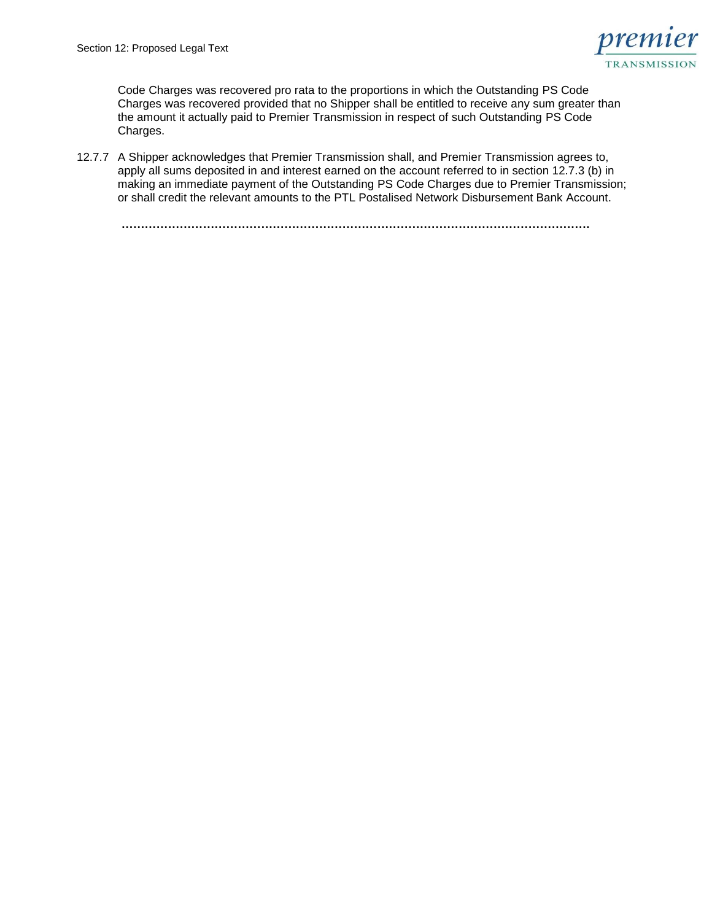Code Charges was recovered pro rata to the proportions in which the Outstanding PS Code Charges was recovered provided that no Shipper shall be entitled to receive any sum greater than the amount it actually paid to Premier Transmission in respect of such Outstanding PS Code Charges.

12.7.7 A Shipper acknowledges that Premier Transmission shall, and Premier Transmission agrees to, apply all sums deposited in and interest earned on the account referred to in section 12.7.3 (b) in making an immediate payment of the Outstanding PS Code Charges due to Premier Transmission; or shall credit the relevant amounts to the PTL Postalised Network Disbursement Bank Account.

………………………………………………………………………………………………………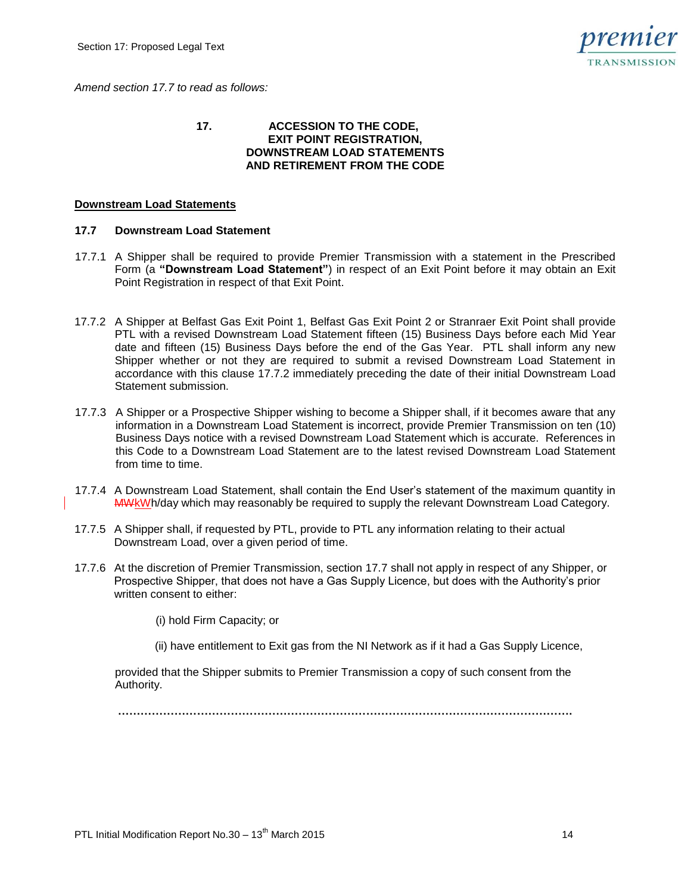*Amend section 17.7 to read as follows:*

**17. ACCESSION TO THE CODE, EXIT POINT REGISTRATION, DOWNSTREAM LOAD STATEMENTS AND RETIREMENT FROM THE CODE**

**Downstream Load Statements**

**17.7 Downstream Load Statement**

17.7.1 A Shipper shall be required to provide Premier Transmission with a statement in the Prescribed Form (a **"Downstream Load Statement"**) in respect of an Exit Point before it may obtain an Exit Point Registration in respect of that Exit Point.

17.7.2 A Shipper at Belfast Gas Exit Point 1, Belfast Gas Exit Point 2 or Stranraer Exit Point shall provide PTL with a revised Downstream Load Statement fifteen (15) Business Days before each Mid Year date and fifteen (15) Business Days before the end of the Gas Year. PTL shall inform any new Shipper whether or not they are required to submit a revised Downstream Load Statement in accordance with this clause 17.7.2 immediately preceding the date of their initial Downstream Load Statement submission.

17.7.3 A Shipper or a Prospective Shipper wishing to become a Shipper shall, if it becomes aware that any information in a Downstream Load Statement is incorrect, provide Premier Transmission on ten (10) Business Days notice with a revised Downstream Load Statement which is accurate. References in this Code to a Downstream Load Statement are to the latest revised Downstream Load Statement from time to time.

17.7.4 A Downstream Load Statement, shall contain the End User's statement of the maximum quantity in ~~MW~~kWh/day which may reasonably be required to supply the relevant Downstream Load Category.

17.7.5 A Shipper shall, if requested by PTL, provide to PTL any information relating to their actual Downstream Load, over a given period of time.

17.7.6 At the discretion of Premier Transmission, section 17.7 shall not apply in respect of any Shipper, or Prospective Shipper, that does not have a Gas Supply Licence, but does with the Authority's prior written consent to either:

(i) hold Firm Capacity; or

(ii) have entitlement to Exit gas from the NI Network as if it had a Gas Supply Licence,

provided that the Shipper submits to Premier Transmission a copy of such consent from the Authority.

……………………………………………………………………………………………………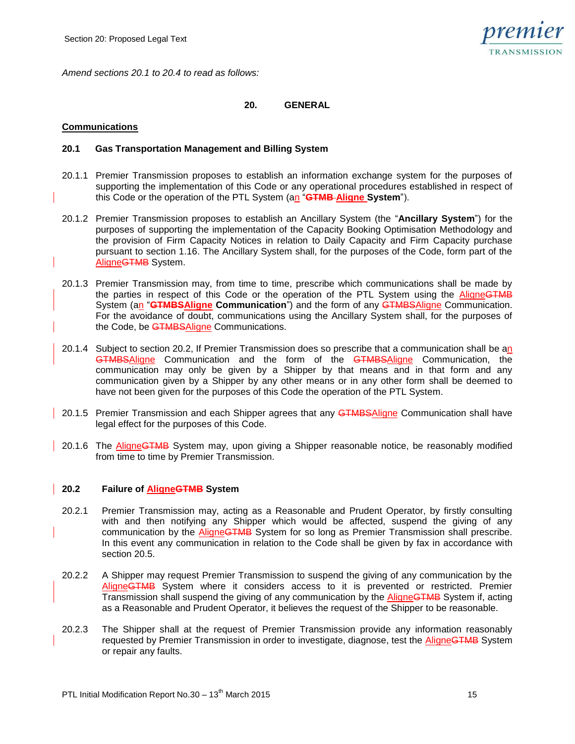*Amend sections 20.1 to 20.4 to read as follows:*

## 20. GENERAL

**Communications**

### 20.1 Gas Transportation Management and Billing System

20.1.1 Premier Transmission proposes to establish an information exchange system for the purposes of supporting the implementation of this Code or any operational procedures established in respect of this Code or the operation of the PTL System (an "~~GTMB~~ **Aligne System**").

20.1.2 Premier Transmission proposes to establish an Ancillary System (the "**Ancillary System**") for the purposes of supporting the implementation of the Capacity Booking Optimisation Methodology and the provision of Firm Capacity Notices in relation to Daily Capacity and Firm Capacity purchase pursuant to section 1.16. The Ancillary System shall, for the purposes of the Code, form part of the Aligne~~GTMB~~ System.

20.1.3 Premier Transmission may, from time to time, prescribe which communications shall be made by the parties in respect of this Code or the operation of the PTL System using the Aligne~~GTMB~~ System (an "~~GTMBS~~**Aligne Communication**") and the form of any ~~GTMBS~~Aligne Communication. For the avoidance of doubt, communications using the Ancillary System shall, for the purposes of the Code, be ~~GTMBS~~Aligne Communications.

20.1.4 Subject to section 20.2, If Premier Transmission does so prescribe that a communication shall be an ~~GTMBS~~Aligne Communication and the form of the ~~GTMBS~~Aligne Communication, the communication may only be given by a Shipper by that means and in that form and any communication given by a Shipper by any other means or in any other form shall be deemed to have not been given for the purposes of this Code the operation of the PTL System.

20.1.5 Premier Transmission and each Shipper agrees that any ~~GTMBS~~Aligne Communication shall have legal effect for the purposes of this Code.

20.1.6 The Aligne~~GTMB~~ System may, upon giving a Shipper reasonable notice, be reasonably modified from time to time by Premier Transmission.

### 20.2 Failure of Aligne~~GTMB~~ System

20.2.1 Premier Transmission may, acting as a Reasonable and Prudent Operator, by firstly consulting with and then notifying any Shipper which would be affected, suspend the giving of any communication by the Aligne~~GTMB~~ System for so long as Premier Transmission shall prescribe. In this event any communication in relation to the Code shall be given by fax in accordance with section 20.5.

20.2.2 A Shipper may request Premier Transmission to suspend the giving of any communication by the Aligne~~GTMB~~ System where it considers access to it is prevented or restricted. Premier Transmission shall suspend the giving of any communication by the Aligne~~GTMB~~ System if, acting as a Reasonable and Prudent Operator, it believes the request of the Shipper to be reasonable.

20.2.3 The Shipper shall at the request of Premier Transmission provide any information reasonably requested by Premier Transmission in order to investigate, diagnose, test the Aligne~~GTMB~~ System or repair any faults.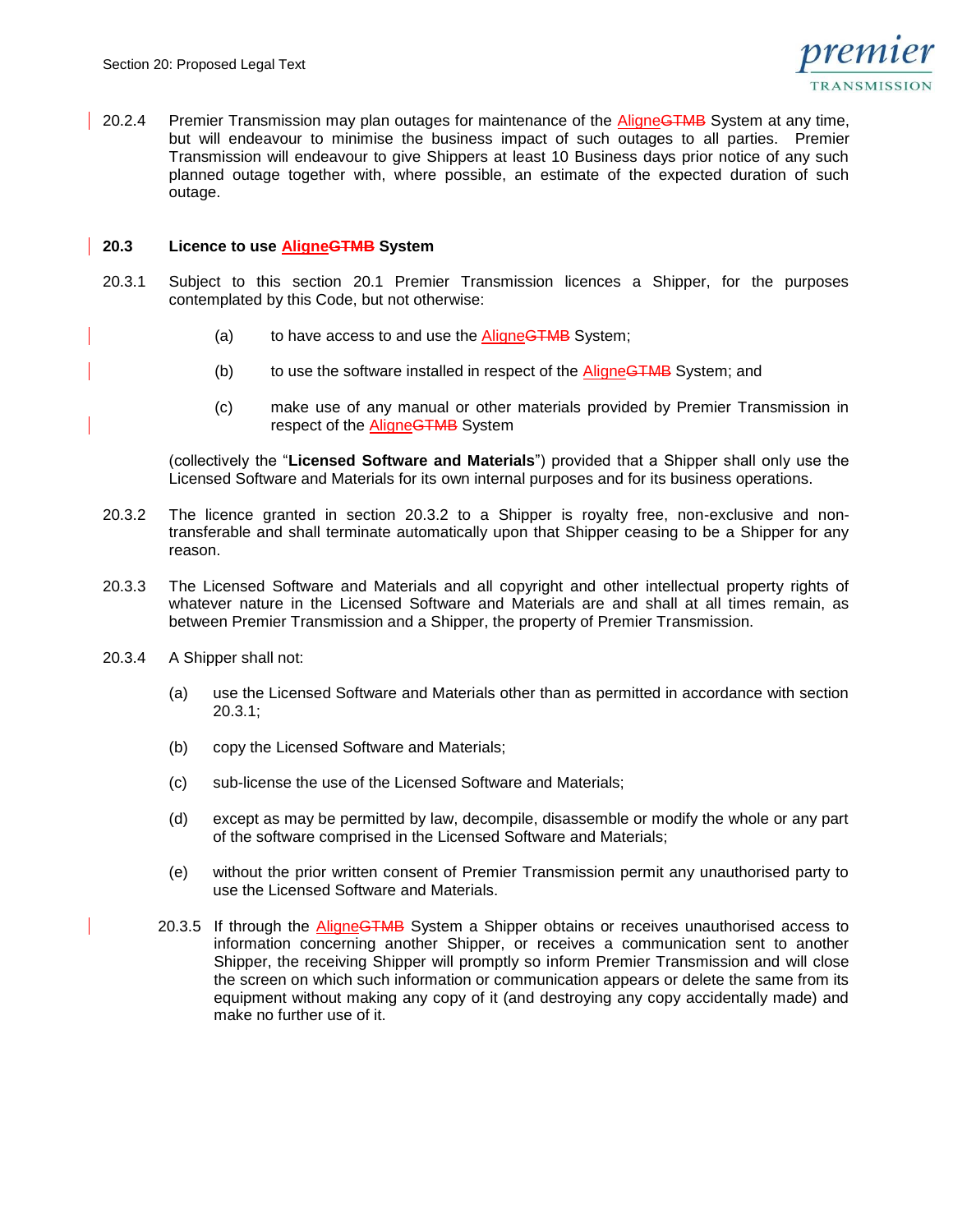20.2.4 Premier Transmission may plan outages for maintenance of the AligneGTMB System at any time, but will endeavour to minimise the business impact of such outages to all parties. Premier Transmission will endeavour to give Shippers at least 10 Business days prior notice of any such planned outage together with, where possible, an estimate of the expected duration of such outage.

## 20.3 Licence to use AligneGTMB System

20.3.1 Subject to this section 20.1 Premier Transmission licences a Shipper, for the purposes contemplated by this Code, but not otherwise:

(a) to have access to and use the AligneGTMB System;

(b) to use the software installed in respect of the AligneGTMB System; and

(c) make use of any manual or other materials provided by Premier Transmission in respect of the AligneGTMB System

(collectively the "**Licensed Software and Materials**") provided that a Shipper shall only use the Licensed Software and Materials for its own internal purposes and for its business operations.

20.3.2 The licence granted in section 20.3.2 to a Shipper is royalty free, non-exclusive and non-transferable and shall terminate automatically upon that Shipper ceasing to be a Shipper for any reason.

20.3.3 The Licensed Software and Materials and all copyright and other intellectual property rights of whatever nature in the Licensed Software and Materials are and shall at all times remain, as between Premier Transmission and a Shipper, the property of Premier Transmission.

20.3.4 A Shipper shall not:

(a) use the Licensed Software and Materials other than as permitted in accordance with section 20.3.1;

(b) copy the Licensed Software and Materials;

(c) sub-license the use of the Licensed Software and Materials;

(d) except as may be permitted by law, decompile, disassemble or modify the whole or any part of the software comprised in the Licensed Software and Materials;

(e) without the prior written consent of Premier Transmission permit any unauthorised party to use the Licensed Software and Materials.

20.3.5 If through the AligneGTMB System a Shipper obtains or receives unauthorised access to information concerning another Shipper, or receives a communication sent to another Shipper, the receiving Shipper will promptly so inform Premier Transmission and will close the screen on which such information or communication appears or delete the same from its equipment without making any copy of it (and destroying any copy accidentally made) and make no further use of it.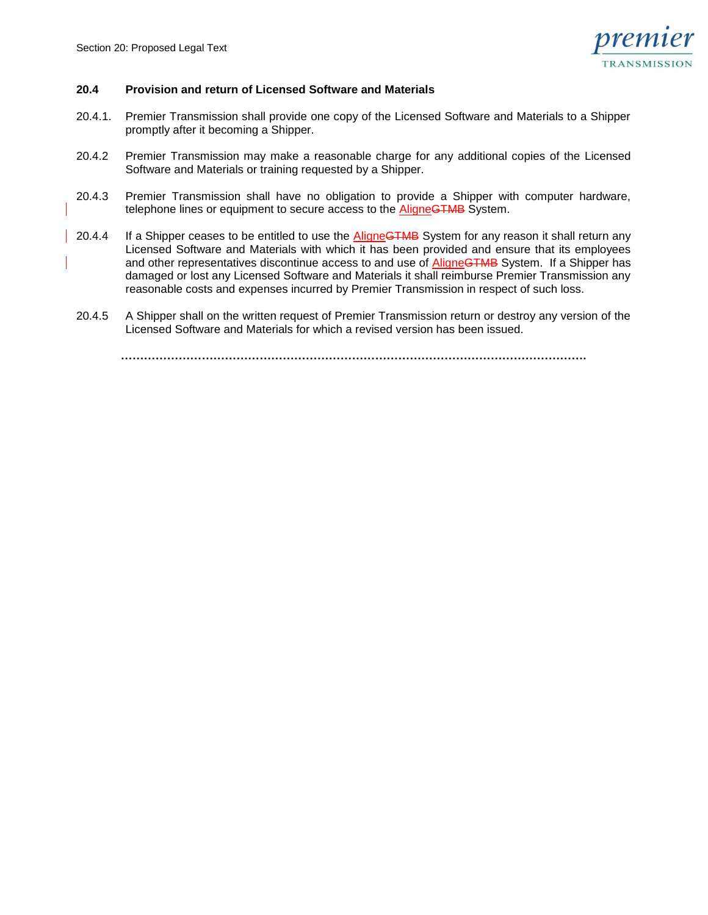### 20.4 Provision and return of Licensed Software and Materials

20.4.1. Premier Transmission shall provide one copy of the Licensed Software and Materials to a Shipper promptly after it becoming a Shipper.

20.4.2 Premier Transmission may make a reasonable charge for any additional copies of the Licensed Software and Materials or training requested by a Shipper.

20.4.3 Premier Transmission shall have no obligation to provide a Shipper with computer hardware, telephone lines or equipment to secure access to the Aligne~~GTMB~~ System.

20.4.4 If a Shipper ceases to be entitled to use the Aligne~~GTMB~~ System for any reason it shall return any Licensed Software and Materials with which it has been provided and ensure that its employees and other representatives discontinue access to and use of Aligne~~GTMB~~ System. If a Shipper has damaged or lost any Licensed Software and Materials it shall reimburse Premier Transmission any reasonable costs and expenses incurred by Premier Transmission in respect of such loss.

20.4.5 A Shipper shall on the written request of Premier Transmission return or destroy any version of the Licensed Software and Materials for which a revised version has been issued.

……………………………………………………………………………………………………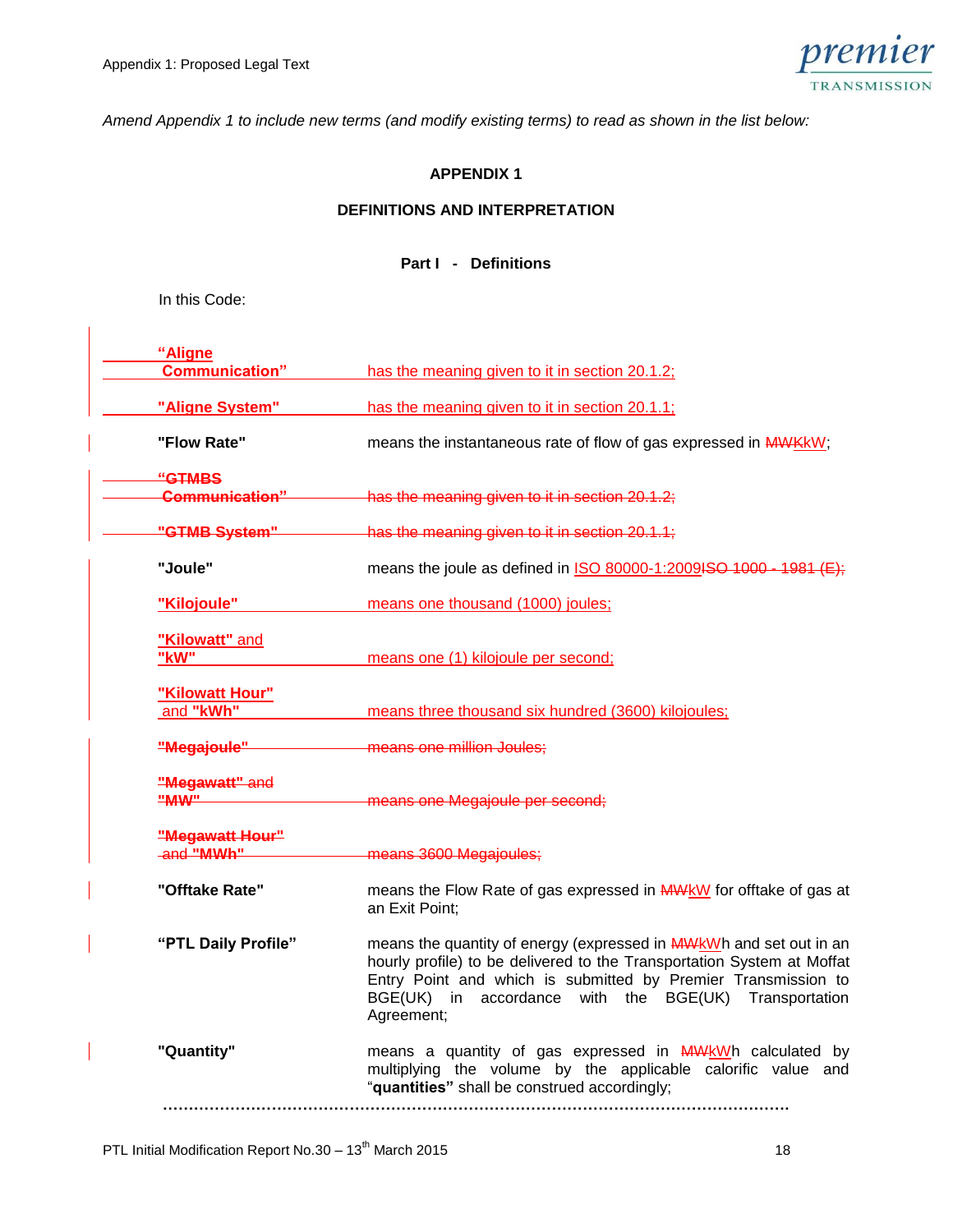*Amend Appendix 1 to include new terms (and modify existing terms) to read as shown in the list below:*

**APPENDIX 1**

**DEFINITIONS AND INTERPRETATION**

**Part I - Definitions**

In this Code:

| | |
|---|---|
| **"Aligne Communication"** | has the meaning given to it in section 20.1.2; |
| **"Aligne System"** | has the meaning given to it in section 20.1.1; |
| **"Flow Rate"** | means the instantaneous rate of flow of gas expressed in ~~MW~~kW; |
| ~~**"GTMBS Communication"**~~ | ~~has the meaning given to it in section 20.1.2;~~ |
| ~~**"GTMB System"**~~ | ~~has the meaning given to it in section 20.1.1;~~ |
| **"Joule"** | means the joule as defined in ISO 80000-1:2009~~ISO 1000 - 1981 (E);~~ |
| **"Kilojoule"** | means one thousand (1000) joules; |
| **"Kilowatt"** and **"kW"** | means one (1) kilojoule per second; |
| **"Kilowatt Hour"** and **"kWh"** | means three thousand six hundred (3600) kilojoules; |
| ~~**"Megajoule"**~~ | ~~means one million Joules;~~ |
| ~~**"Megawatt"** and **"MW"**~~ | ~~means one Megajoule per second;~~ |
| ~~**"Megawatt Hour"** and **"MWh"**~~ | ~~means 3600 Megajoules;~~ |
| **"Offtake Rate"** | means the Flow Rate of gas expressed in ~~MW~~kW for offtake of gas at an Exit Point; |
| **"PTL Daily Profile"** | means the quantity of energy (expressed in ~~MW~~kWh and set out in an hourly profile) to be delivered to the Transportation System at Moffat Entry Point and which is submitted by Premier Transmission to BGE(UK) in accordance with the BGE(UK) Transportation Agreement; |
| **"Quantity"** | means a quantity of gas expressed in ~~MW~~kWh calculated by multiplying the volume by the applicable calorific value and "**quantities"** shall be construed accordingly; |

……………………………………………………………………………………………………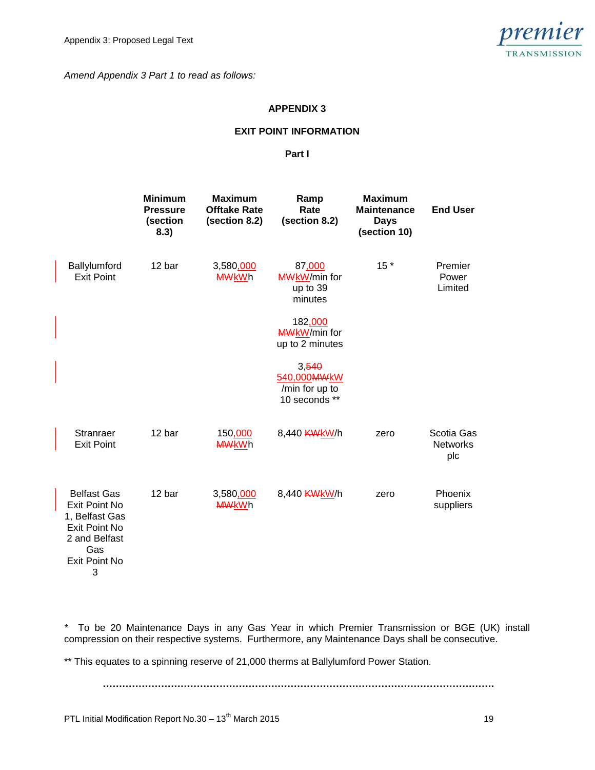*Amend Appendix 3 Part 1 to read as follows:*

**APPENDIX 3**

**EXIT POINT INFORMATION**

**Part I**

| | **Minimum Pressure (section 8.3)** | **Maximum Offtake Rate (section 8.2)** | **Ramp Rate (section 8.2)** | **Maximum Maintenance Days (section 10)** | **End User** |
|---|---|---|---|---|---|
| Ballylumford Exit Point | 12 bar | 3,580,000 ~~MW~~kWh | 87,000 ~~MW~~kW/min for up to 39 minutes<br><br>182,000 ~~MW~~kW/min for up to 2 minutes<br><br>3,~~540~~ 540,000~~MW~~kW /min for up to 10 seconds ** | 15 * | Premier Power Limited |
| Stranraer Exit Point | 12 bar | 150,000 ~~MW~~kWh | 8,440 ~~KW~~kW/h | zero | Scotia Gas Networks plc |
| Belfast Gas Exit Point No 1, Belfast Gas Exit Point No 2 and Belfast Gas Exit Point No 3 | 12 bar | 3,580,000 ~~MW~~kWh | 8,440 ~~KW~~kW/h | zero | Phoenix suppliers |

\* To be 20 Maintenance Days in any Gas Year in which Premier Transmission or BGE (UK) install compression on their respective systems. Furthermore, any Maintenance Days shall be consecutive.

** This equates to a spinning reserve of 21,000 therms at Ballylumford Power Station.

……………………………………………………………………………………………………